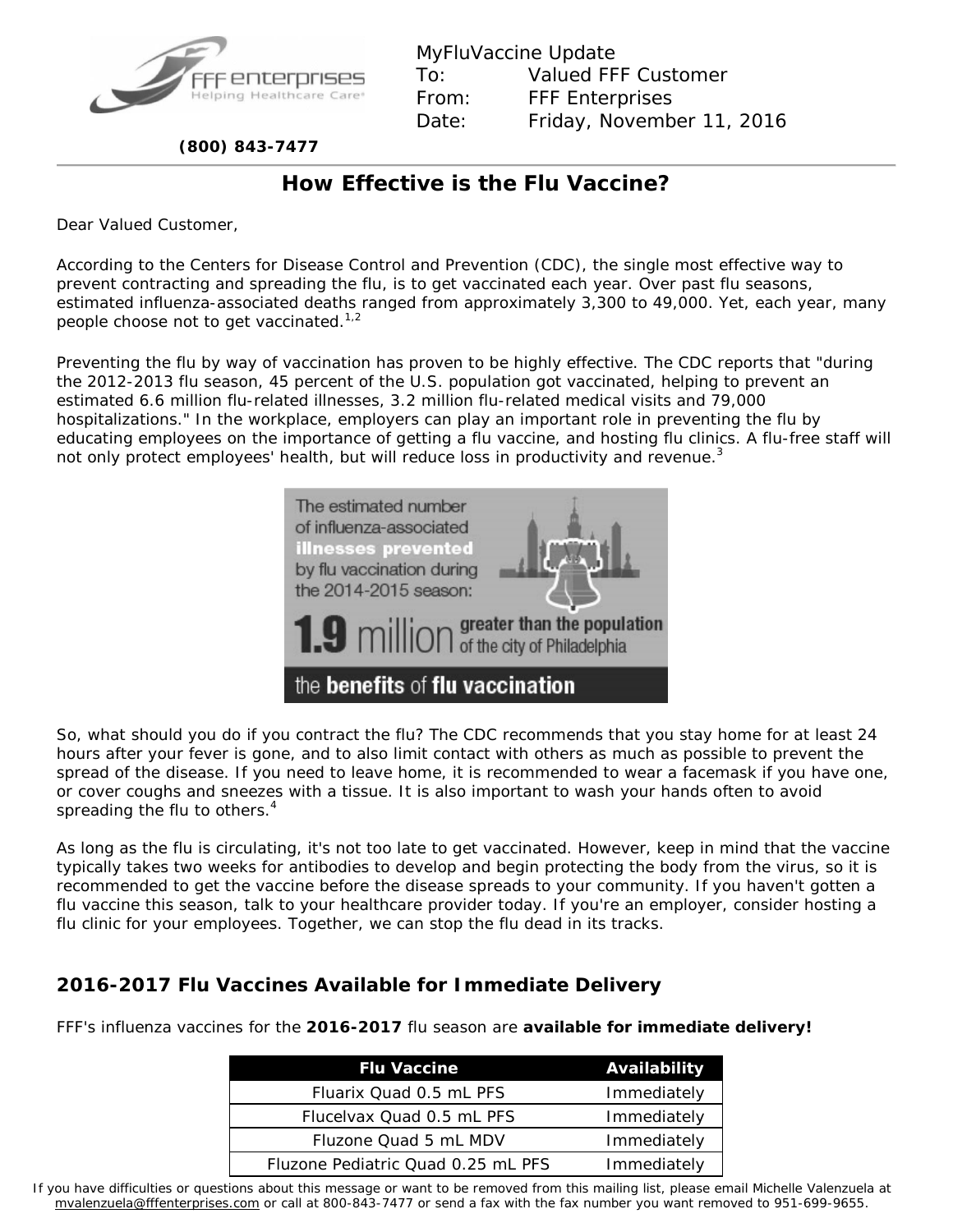FFF enterprises
Helping Healthcare Care®

**(800) 843-7477**

MyFluVaccine Update

To: Valued FFF Customer

From: FFF Enterprises

Date: Friday, November 11, 2016

## How Effective is the Flu Vaccine?

Dear Valued Customer,

According to the Centers for Disease Control and Prevention (CDC), the single most effective way to prevent contracting and spreading the flu, is to get vaccinated each year. Over past flu seasons, estimated influenza-associated deaths ranged from approximately 3,300 to 49,000. Yet, each year, many people choose not to get vaccinated.[1,2]

Preventing the flu by way of vaccination has proven to be highly effective. The CDC reports that "during the 2012-2013 flu season, 45 percent of the U.S. population got vaccinated, helping to prevent an estimated 6.6 million flu-related illnesses, 3.2 million flu-related medical visits and 79,000 hospitalizations." In the workplace, employers can play an important role in preventing the flu by educating employees on the importance of getting a flu vaccine, and hosting flu clinics. A flu-free staff will not only protect employees' health, but will reduce loss in productivity and revenue.[3]

The estimated number of influenza-associated **illnesses prevented** by flu vaccination during the 2014-2015 season:

**1.9** million **greater than the population of the city of Philadelphia**

the **benefits** of **flu vaccination**

So, what should you do if you contract the flu? The CDC recommends that you stay home for at least 24 hours after your fever is gone, and to also limit contact with others as much as possible to prevent the spread of the disease. If you need to leave home, it is recommended to wear a facemask if you have one, or cover coughs and sneezes with a tissue. It is also important to wash your hands often to avoid spreading the flu to others.[4]

As long as the flu is circulating, it's not too late to get vaccinated. However, keep in mind that the vaccine typically takes two weeks for antibodies to develop and begin protecting the body from the virus, so it is recommended to get the vaccine before the disease spreads to your community. If you haven't gotten a flu vaccine this season, talk to your healthcare provider today. If you're an employer, consider hosting a flu clinic for your employees. Together, we can stop the flu dead in its tracks.

## 2016-2017 Flu Vaccines Available for Immediate Delivery

FFF's influenza vaccines for the **2016-2017** flu season are **available for immediate delivery!**

| Flu Vaccine | Availability |
|---|---|
| Fluarix Quad 0.5 mL PFS | Immediately |
| Flucelvax Quad 0.5 mL PFS | Immediately |
| Fluzone Quad 5 mL MDV | Immediately |
| Fluzone Pediatric Quad 0.25 mL PFS | Immediately |

If you have difficulties or questions about this message or want to be removed from this mailing list, please email Michelle Valenzuela at mvalenzuela@fffenterprises.com or call at 800-843-7477 or send a fax with the fax number you want removed to 951-699-9655.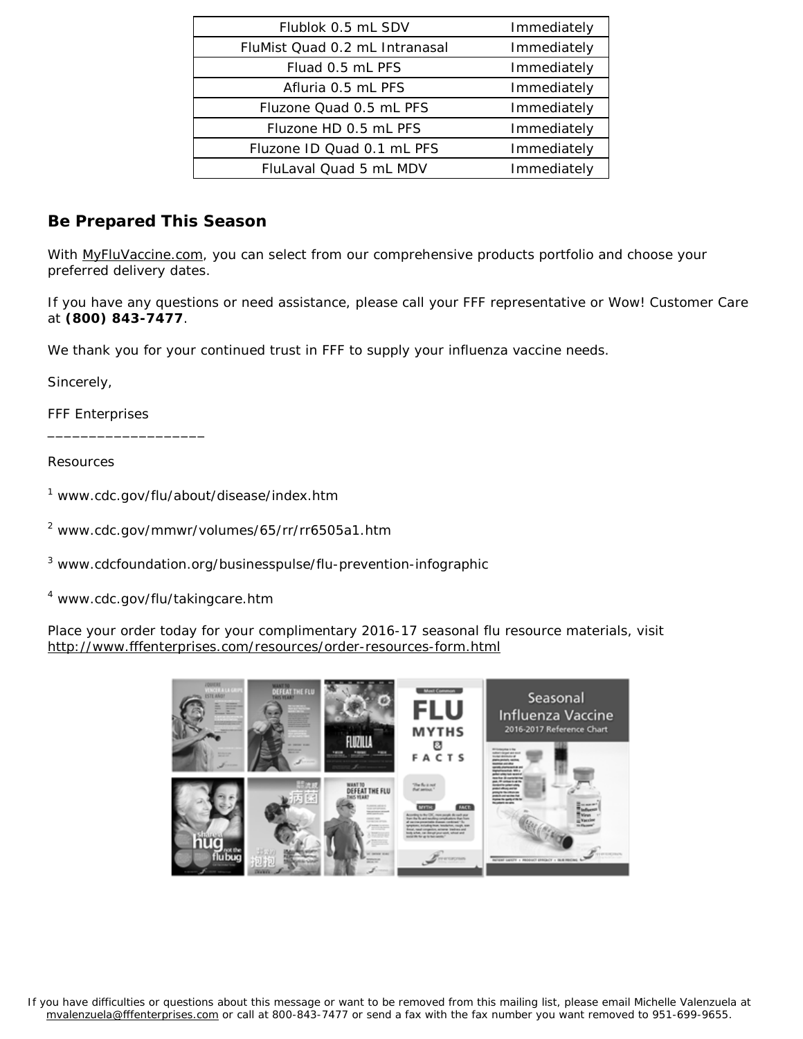| | |
|---|---|
| Flublok 0.5 mL SDV | Immediately |
| FluMist Quad 0.2 mL Intranasal | Immediately |
| Fluad 0.5 mL PFS | Immediately |
| Afluria 0.5 mL PFS | Immediately |
| Fluzone Quad 0.5 mL PFS | Immediately |
| Fluzone HD 0.5 mL PFS | Immediately |
| Fluzone ID Quad 0.1 mL PFS | Immediately |
| FluLaval Quad 5 mL MDV | Immediately |

## Be Prepared This Season

With MyFluVaccine.com, you can select from our comprehensive products portfolio and choose your preferred delivery dates.

If you have any questions or need assistance, please call your FFF representative or Wow! Customer Care at **(800) 843-7477**.

We thank you for your continued trust in FFF to supply your influenza vaccine needs.

Sincerely,

FFF Enterprises
___________________

Resources

[1] www.cdc.gov/flu/about/disease/index.htm

[2] www.cdc.gov/mmwr/volumes/65/rr/rr6505a1.htm

[3] www.cdcfoundation.org/businesspulse/flu-prevention-infographic

[4] www.cdc.gov/flu/takingcare.htm

Place your order today for your complimentary 2016-17 seasonal flu resource materials, visit http://www.fffenterprises.com/resources/order-resources-form.html

If you have difficulties or questions about this message or want to be removed from this mailing list, please email Michelle Valenzuela at mvalenzuela@fffenterprises.com or call at 800-843-7477 or send a fax with the fax number you want removed to 951-699-9655.